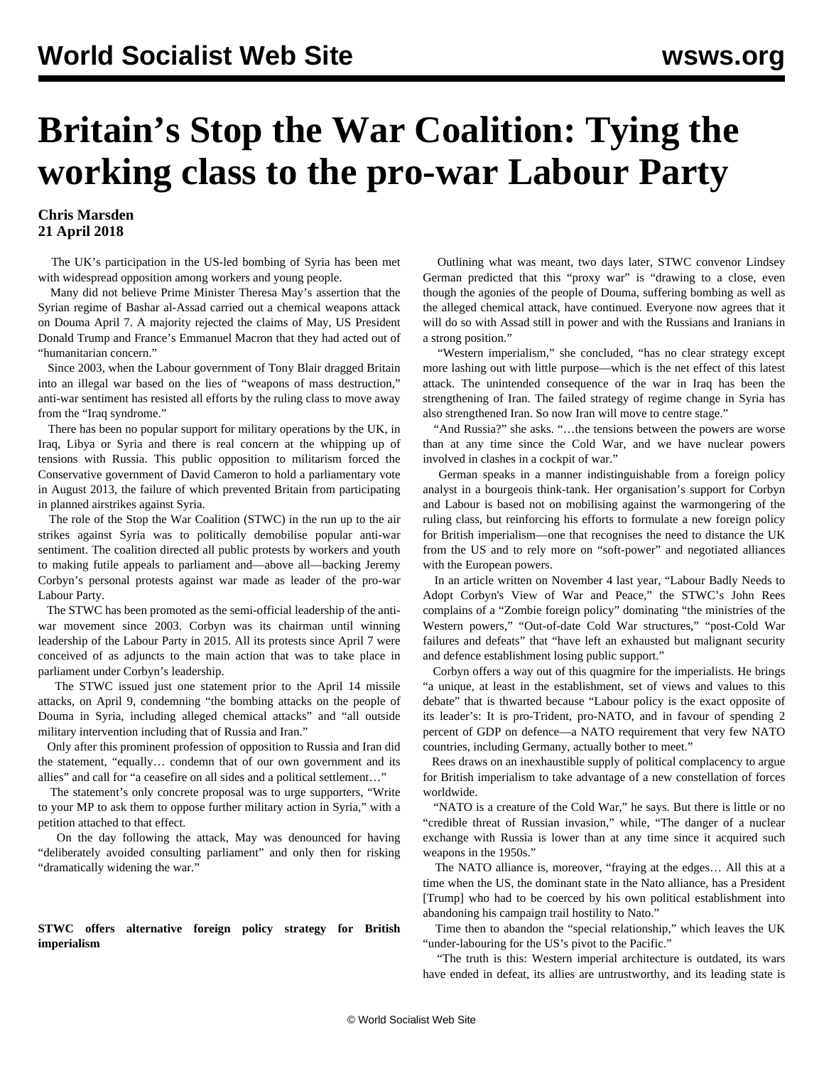# Britain's Stop the War Coalition: Tying the working class to the pro-war Labour Party

**Chris Marsden**
**21 April 2018**

The UK's participation in the US-led bombing of Syria has been met with widespread opposition among workers and young people.

Many did not believe Prime Minister Theresa May's assertion that the Syrian regime of Bashar al-Assad carried out a chemical weapons attack on Douma April 7. A majority rejected the claims of May, US President Donald Trump and France's Emmanuel Macron that they had acted out of "humanitarian concern."

Since 2003, when the Labour government of Tony Blair dragged Britain into an illegal war based on the lies of "weapons of mass destruction," anti-war sentiment has resisted all efforts by the ruling class to move away from the "Iraq syndrome."

There has been no popular support for military operations by the UK, in Iraq, Libya or Syria and there is real concern at the whipping up of tensions with Russia. This public opposition to militarism forced the Conservative government of David Cameron to hold a parliamentary vote in August 2013, the failure of which prevented Britain from participating in planned airstrikes against Syria.

The role of the Stop the War Coalition (STWC) in the run up to the air strikes against Syria was to politically demobilise popular anti-war sentiment. The coalition directed all public protests by workers and youth to making futile appeals to parliament and—above all—backing Jeremy Corbyn's personal protests against war made as leader of the pro-war Labour Party.

The STWC has been promoted as the semi-official leadership of the anti-war movement since 2003. Corbyn was its chairman until winning leadership of the Labour Party in 2015. All its protests since April 7 were conceived of as adjuncts to the main action that was to take place in parliament under Corbyn's leadership.

The STWC issued just one statement prior to the April 14 missile attacks, on April 9, condemning "the bombing attacks on the people of Douma in Syria, including alleged chemical attacks" and "all outside military intervention including that of Russia and Iran."

Only after this prominent profession of opposition to Russia and Iran did the statement, "equally… condemn that of our own government and its allies" and call for "a ceasefire on all sides and a political settlement…"

The statement's only concrete proposal was to urge supporters, "Write to your MP to ask them to oppose further military action in Syria," with a petition attached to that effect.

On the day following the attack, May was denounced for having "deliberately avoided consulting parliament" and only then for risking "dramatically widening the war."

**STWC offers alternative foreign policy strategy for British imperialism**

Outlining what was meant, two days later, STWC convenor Lindsey German predicted that this "proxy war" is "drawing to a close, even though the agonies of the people of Douma, suffering bombing as well as the alleged chemical attack, have continued. Everyone now agrees that it will do so with Assad still in power and with the Russians and Iranians in a strong position."

"Western imperialism," she concluded, "has no clear strategy except more lashing out with little purpose—which is the net effect of this latest attack. The unintended consequence of the war in Iraq has been the strengthening of Iran. The failed strategy of regime change in Syria has also strengthened Iran. So now Iran will move to centre stage."

"And Russia?" she asks. "…the tensions between the powers are worse than at any time since the Cold War, and we have nuclear powers involved in clashes in a cockpit of war."

German speaks in a manner indistinguishable from a foreign policy analyst in a bourgeois think-tank. Her organisation's support for Corbyn and Labour is based not on mobilising against the warmongering of the ruling class, but reinforcing his efforts to formulate a new foreign policy for British imperialism—one that recognises the need to distance the UK from the US and to rely more on "soft-power" and negotiated alliances with the European powers.

In an article written on November 4 last year, "Labour Badly Needs to Adopt Corbyn's View of War and Peace," the STWC's John Rees complains of a "Zombie foreign policy" dominating "the ministries of the Western powers," "Out-of-date Cold War structures," "post-Cold War failures and defeats" that "have left an exhausted but malignant security and defence establishment losing public support."

Corbyn offers a way out of this quagmire for the imperialists. He brings "a unique, at least in the establishment, set of views and values to this debate" that is thwarted because "Labour policy is the exact opposite of its leader's: It is pro-Trident, pro-NATO, and in favour of spending 2 percent of GDP on defence—a NATO requirement that very few NATO countries, including Germany, actually bother to meet."

Rees draws on an inexhaustible supply of political complacency to argue for British imperialism to take advantage of a new constellation of forces worldwide.

"NATO is a creature of the Cold War," he says. But there is little or no "credible threat of Russian invasion," while, "The danger of a nuclear exchange with Russia is lower than at any time since it acquired such weapons in the 1950s."

The NATO alliance is, moreover, "fraying at the edges… All this at a time when the US, the dominant state in the Nato alliance, has a President [Trump] who had to be coerced by his own political establishment into abandoning his campaign trail hostility to Nato."

Time then to abandon the "special relationship," which leaves the UK "under-labouring for the US's pivot to the Pacific."

"The truth is this: Western imperial architecture is outdated, its wars have ended in defeat, its allies are untrustworthy, and its leading state is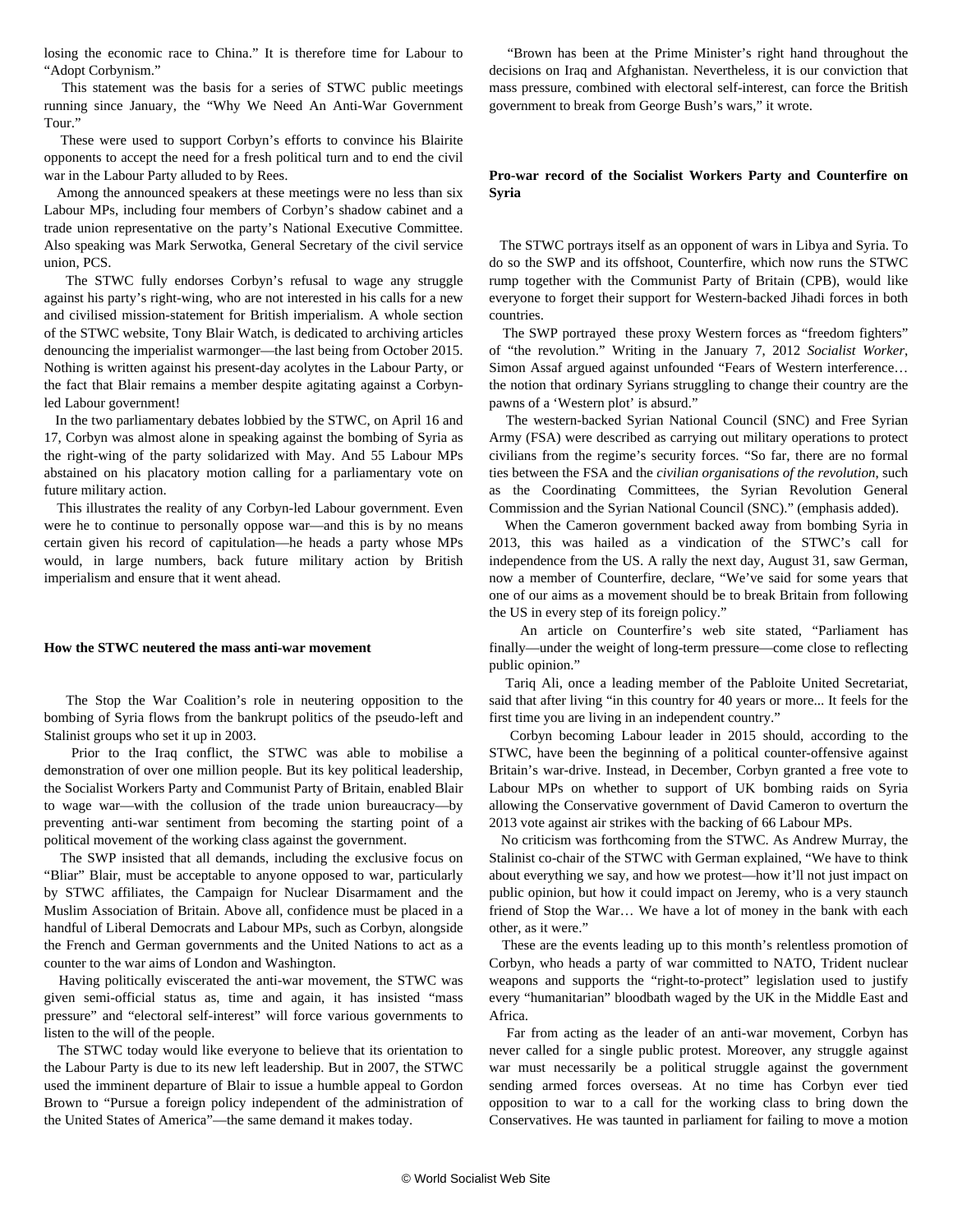losing the economic race to China." It is therefore time for Labour to "Adopt Corbynism."

This statement was the basis for a series of STWC public meetings running since January, the "Why We Need An Anti-War Government Tour."

These were used to support Corbyn's efforts to convince his Blairite opponents to accept the need for a fresh political turn and to end the civil war in the Labour Party alluded to by Rees.

Among the announced speakers at these meetings were no less than six Labour MPs, including four members of Corbyn's shadow cabinet and a trade union representative on the party's National Executive Committee. Also speaking was Mark Serwotka, General Secretary of the civil service union, PCS.

The STWC fully endorses Corbyn's refusal to wage any struggle against his party's right-wing, who are not interested in his calls for a new and civilised mission-statement for British imperialism. A whole section of the STWC website, Tony Blair Watch, is dedicated to archiving articles denouncing the imperialist warmonger—the last being from October 2015. Nothing is written against his present-day acolytes in the Labour Party, or the fact that Blair remains a member despite agitating against a Corbyn-led Labour government!

In the two parliamentary debates lobbied by the STWC, on April 16 and 17, Corbyn was almost alone in speaking against the bombing of Syria as the right-wing of the party solidarized with May. And 55 Labour MPs abstained on his placatory motion calling for a parliamentary vote on future military action.

This illustrates the reality of any Corbyn-led Labour government. Even were he to continue to personally oppose war—and this is by no means certain given his record of capitulation—he heads a party whose MPs would, in large numbers, back future military action by British imperialism and ensure that it went ahead.

**How the STWC neutered the mass anti-war movement**

The Stop the War Coalition's role in neutering opposition to the bombing of Syria flows from the bankrupt politics of the pseudo-left and Stalinist groups who set it up in 2003.

Prior to the Iraq conflict, the STWC was able to mobilise a demonstration of over one million people. But its key political leadership, the Socialist Workers Party and Communist Party of Britain, enabled Blair to wage war—with the collusion of the trade union bureaucracy—by preventing anti-war sentiment from becoming the starting point of a political movement of the working class against the government.

The SWP insisted that all demands, including the exclusive focus on "Bliar" Blair, must be acceptable to anyone opposed to war, particularly by STWC affiliates, the Campaign for Nuclear Disarmament and the Muslim Association of Britain. Above all, confidence must be placed in a handful of Liberal Democrats and Labour MPs, such as Corbyn, alongside the French and German governments and the United Nations to act as a counter to the war aims of London and Washington.

Having politically eviscerated the anti-war movement, the STWC was given semi-official status as, time and again, it has insisted "mass pressure" and "electoral self-interest" will force various governments to listen to the will of the people.

The STWC today would like everyone to believe that its orientation to the Labour Party is due to its new left leadership. But in 2007, the STWC used the imminent departure of Blair to issue a humble appeal to Gordon Brown to "Pursue a foreign policy independent of the administration of the United States of America"—the same demand it makes today.

"Brown has been at the Prime Minister's right hand throughout the decisions on Iraq and Afghanistan. Nevertheless, it is our conviction that mass pressure, combined with electoral self-interest, can force the British government to break from George Bush's wars," it wrote.

**Pro-war record of the Socialist Workers Party and Counterfire on Syria**

The STWC portrays itself as an opponent of wars in Libya and Syria. To do so the SWP and its offshoot, Counterfire, which now runs the STWC rump together with the Communist Party of Britain (CPB), would like everyone to forget their support for Western-backed Jihadi forces in both countries.

The SWP portrayed these proxy Western forces as "freedom fighters" of "the revolution." Writing in the January 7, 2012 *Socialist Worker*, Simon Assaf argued against unfounded "Fears of Western interference… the notion that ordinary Syrians struggling to change their country are the pawns of a 'Western plot' is absurd."

The western-backed Syrian National Council (SNC) and Free Syrian Army (FSA) were described as carrying out military operations to protect civilians from the regime's security forces. "So far, there are no formal ties between the FSA and the *civilian organisations of the revolution*, such as the Coordinating Committees, the Syrian Revolution General Commission and the Syrian National Council (SNC)." (emphasis added).

When the Cameron government backed away from bombing Syria in 2013, this was hailed as a vindication of the STWC's call for independence from the US. A rally the next day, August 31, saw German, now a member of Counterfire, declare, "We've said for some years that one of our aims as a movement should be to break Britain from following the US in every step of its foreign policy."

An article on Counterfire's web site stated, "Parliament has finally—under the weight of long-term pressure—come close to reflecting public opinion."

Tariq Ali, once a leading member of the Pabloite United Secretariat, said that after living "in this country for 40 years or more... It feels for the first time you are living in an independent country."

Corbyn becoming Labour leader in 2015 should, according to the STWC, have been the beginning of a political counter-offensive against Britain's war-drive. Instead, in December, Corbyn granted a free vote to Labour MPs on whether to support of UK bombing raids on Syria allowing the Conservative government of David Cameron to overturn the 2013 vote against air strikes with the backing of 66 Labour MPs.

No criticism was forthcoming from the STWC. As Andrew Murray, the Stalinist co-chair of the STWC with German explained, "We have to think about everything we say, and how we protest—how it'll not just impact on public opinion, but how it could impact on Jeremy, who is a very staunch friend of Stop the War… We have a lot of money in the bank with each other, as it were."

These are the events leading up to this month's relentless promotion of Corbyn, who heads a party of war committed to NATO, Trident nuclear weapons and supports the "right-to-protect" legislation used to justify every "humanitarian" bloodbath waged by the UK in the Middle East and Africa.

Far from acting as the leader of an anti-war movement, Corbyn has never called for a single public protest. Moreover, any struggle against war must necessarily be a political struggle against the government sending armed forces overseas. At no time has Corbyn ever tied opposition to war to a call for the working class to bring down the Conservatives. He was taunted in parliament for failing to move a motion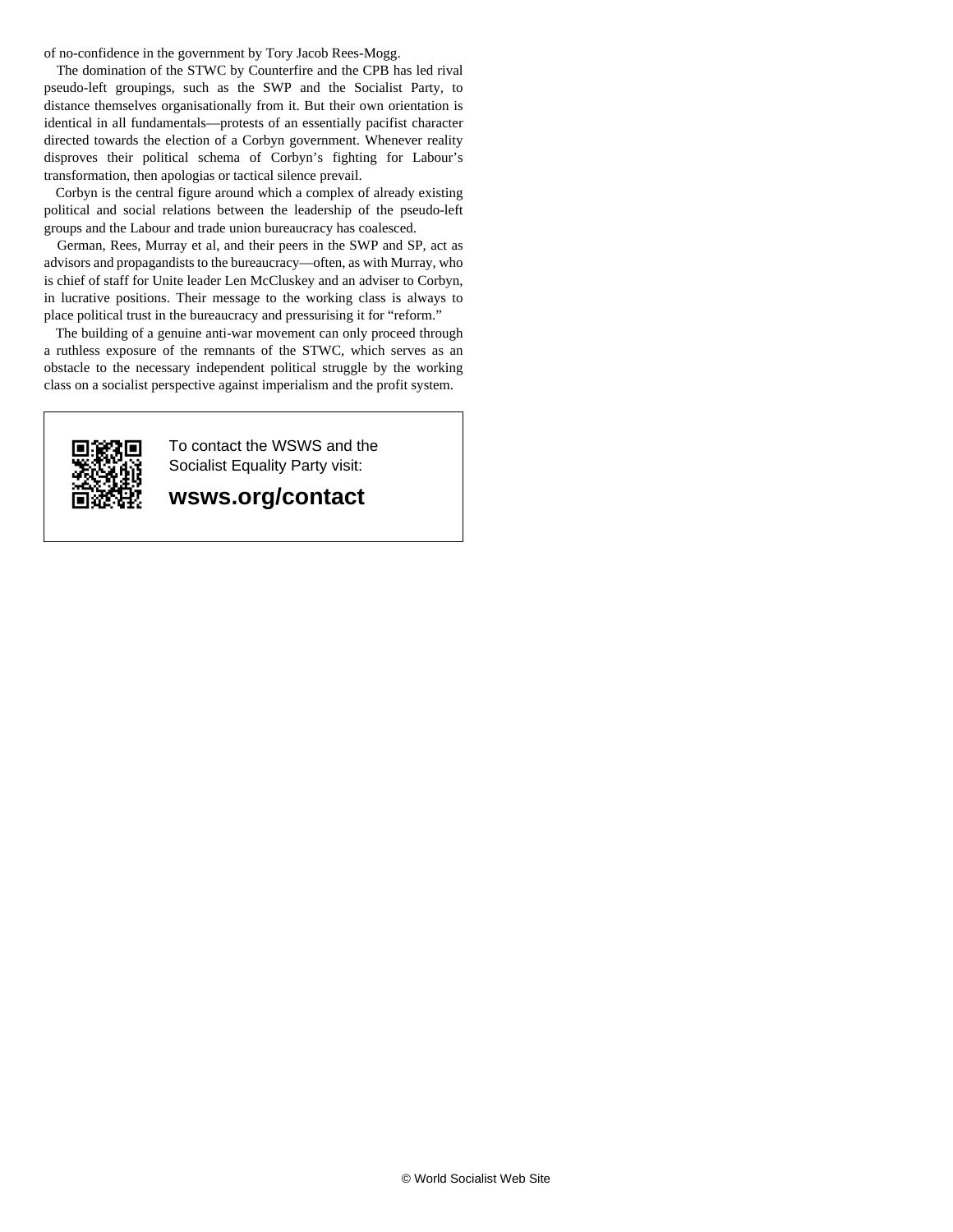of no-confidence in the government by Tory Jacob Rees-Mogg.

The domination of the STWC by Counterfire and the CPB has led rival pseudo-left groupings, such as the SWP and the Socialist Party, to distance themselves organisationally from it. But their own orientation is identical in all fundamentals—protests of an essentially pacifist character directed towards the election of a Corbyn government. Whenever reality disproves their political schema of Corbyn's fighting for Labour's transformation, then apologias or tactical silence prevail.

Corbyn is the central figure around which a complex of already existing political and social relations between the leadership of the pseudo-left groups and the Labour and trade union bureaucracy has coalesced.

German, Rees, Murray et al, and their peers in the SWP and SP, act as advisors and propagandists to the bureaucracy—often, as with Murray, who is chief of staff for Unite leader Len McCluskey and an adviser to Corbyn, in lucrative positions. Their message to the working class is always to place political trust in the bureaucracy and pressurising it for "reform."

The building of a genuine anti-war movement can only proceed through a ruthless exposure of the remnants of the STWC, which serves as an obstacle to the necessary independent political struggle by the working class on a socialist perspective against imperialism and the profit system.

To contact the WSWS and the Socialist Equality Party visit:

**wsws.org/contact**